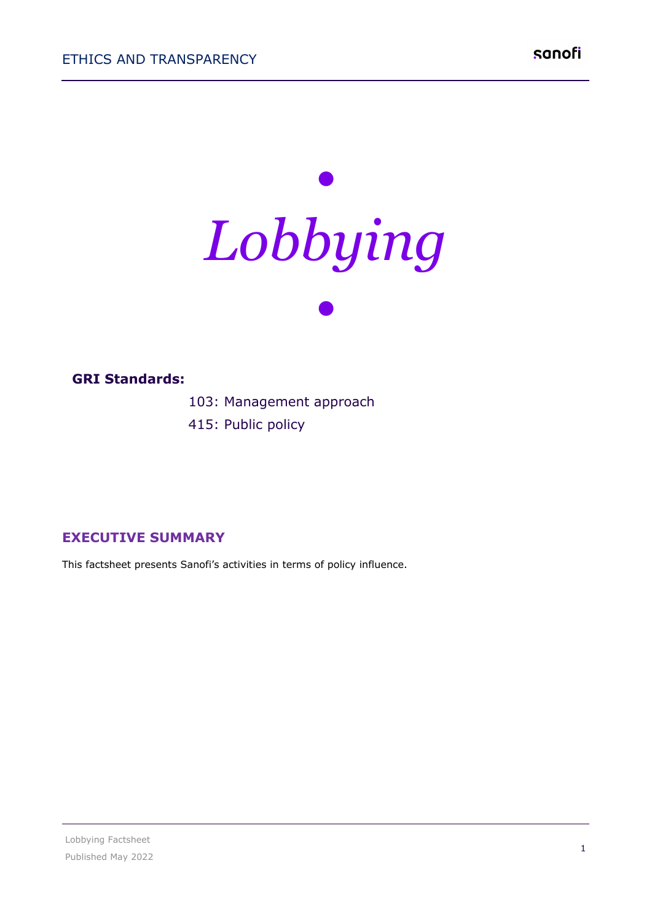# *Lobbying*

**GRI Standards:**

103: Management approach

415: Public policy

## EXECUTIVE SUMMARY

This factsheet presents Sanofi's activities in terms of policy influence.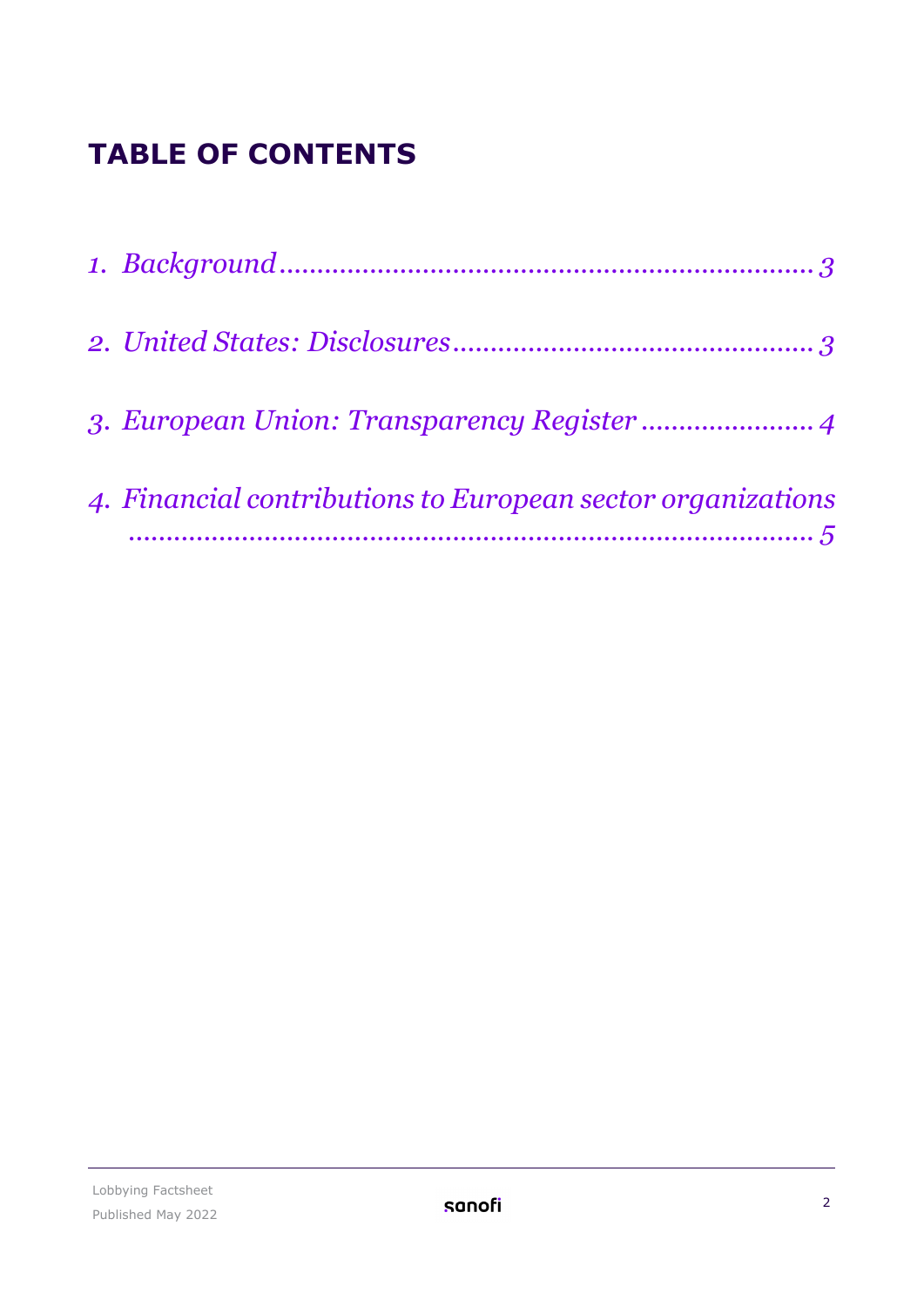# TABLE OF CONTENTS

*1. Background .......................................................................... 3*

*2. United States: Disclosures ................................................ 3*

*3. European Union: Transparency Register ........................ 4*

*4. Financial contributions to European sector organizations ................................................................................. 5*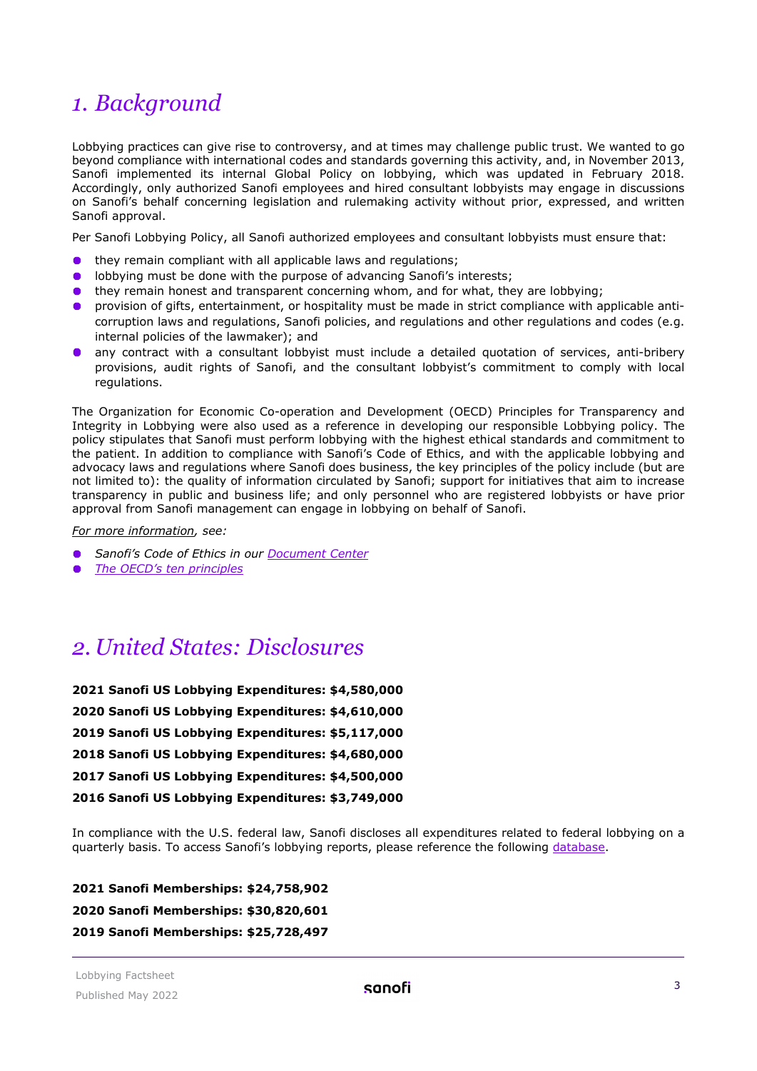# *1. Background*

Lobbying practices can give rise to controversy, and at times may challenge public trust. We wanted to go beyond compliance with international codes and standards governing this activity, and, in November 2013, Sanofi implemented its internal Global Policy on lobbying, which was updated in February 2018. Accordingly, only authorized Sanofi employees and hired consultant lobbyists may engage in discussions on Sanofi's behalf concerning legislation and rulemaking activity without prior, expressed, and written Sanofi approval.

Per Sanofi Lobbying Policy, all Sanofi authorized employees and consultant lobbyists must ensure that:

- they remain compliant with all applicable laws and regulations;
- lobbying must be done with the purpose of advancing Sanofi's interests;
- they remain honest and transparent concerning whom, and for what, they are lobbying;
- provision of gifts, entertainment, or hospitality must be made in strict compliance with applicable anti-corruption laws and regulations, Sanofi policies, and regulations and other regulations and codes (e.g. internal policies of the lawmaker); and
- any contract with a consultant lobbyist must include a detailed quotation of services, anti-bribery provisions, audit rights of Sanofi, and the consultant lobbyist's commitment to comply with local regulations.

The Organization for Economic Co-operation and Development (OECD) Principles for Transparency and Integrity in Lobbying were also used as a reference in developing our responsible Lobbying policy. The policy stipulates that Sanofi must perform lobbying with the highest ethical standards and commitment to the patient. In addition to compliance with Sanofi's Code of Ethics, and with the applicable lobbying and advocacy laws and regulations where Sanofi does business, the key principles of the policy include (but are not limited to): the quality of information circulated by Sanofi; support for initiatives that aim to increase transparency in public and business life; and only personnel who are registered lobbyists or have prior approval from Sanofi management can engage in lobbying on behalf of Sanofi.

*For more information, see:*

- *Sanofi's Code of Ethics in our Document Center*
- *The OECD's ten principles*

# *2. United States: Disclosures*

**2021 Sanofi US Lobbying Expenditures: $4,580,000**

**2020 Sanofi US Lobbying Expenditures: $4,610,000**

**2019 Sanofi US Lobbying Expenditures: $5,117,000**

**2018 Sanofi US Lobbying Expenditures: $4,680,000**

**2017 Sanofi US Lobbying Expenditures: $4,500,000**

**2016 Sanofi US Lobbying Expenditures: $3,749,000**

In compliance with the U.S. federal law, Sanofi discloses all expenditures related to federal lobbying on a quarterly basis. To access Sanofi's lobbying reports, please reference the following database.

**2021 Sanofi Memberships: $24,758,902**

**2020 Sanofi Memberships: $30,820,601**

**2019 Sanofi Memberships: $25,728,497**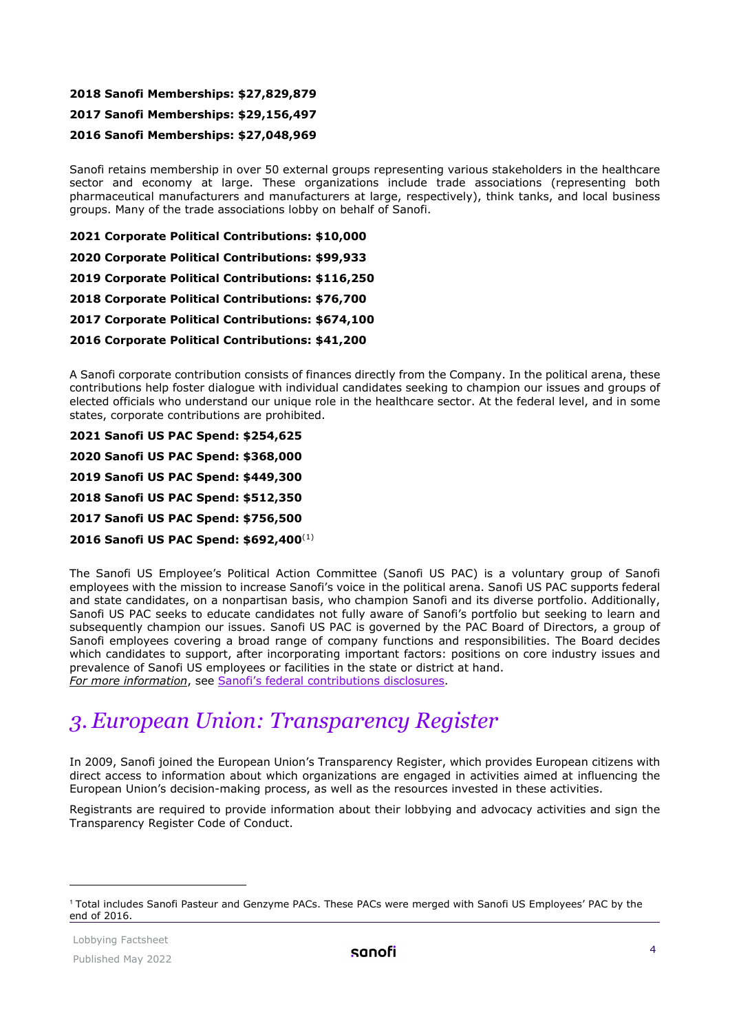**2018 Sanofi Memberships: $27,829,879**

**2017 Sanofi Memberships: $29,156,497**

**2016 Sanofi Memberships: $27,048,969**

Sanofi retains membership in over 50 external groups representing various stakeholders in the healthcare sector and economy at large. These organizations include trade associations (representing both pharmaceutical manufacturers and manufacturers at large, respectively), think tanks, and local business groups. Many of the trade associations lobby on behalf of Sanofi.

**2021 Corporate Political Contributions: $10,000**

**2020 Corporate Political Contributions: $99,933**

**2019 Corporate Political Contributions: $116,250**

**2018 Corporate Political Contributions: $76,700**

**2017 Corporate Political Contributions: $674,100**

**2016 Corporate Political Contributions: $41,200**

A Sanofi corporate contribution consists of finances directly from the Company. In the political arena, these contributions help foster dialogue with individual candidates seeking to champion our issues and groups of elected officials who understand our unique role in the healthcare sector. At the federal level, and in some states, corporate contributions are prohibited.

**2021 Sanofi US PAC Spend: $254,625**

**2020 Sanofi US PAC Spend: $368,000**

**2019 Sanofi US PAC Spend: $449,300**

**2018 Sanofi US PAC Spend: $512,350**

**2017 Sanofi US PAC Spend: $756,500**

**2016 Sanofi US PAC Spend: $692,400**[(1)]

The Sanofi US Employee's Political Action Committee (Sanofi US PAC) is a voluntary group of Sanofi employees with the mission to increase Sanofi's voice in the political arena. Sanofi US PAC supports federal and state candidates, on a nonpartisan basis, who champion Sanofi and its diverse portfolio. Additionally, Sanofi US PAC seeks to educate candidates not fully aware of Sanofi's portfolio but seeking to learn and subsequently champion our issues. Sanofi US PAC is governed by the PAC Board of Directors, a group of Sanofi employees covering a broad range of company functions and responsibilities. The Board decides which candidates to support, after incorporating important factors: positions on core industry issues and prevalence of Sanofi US employees or facilities in the state or district at hand.
*For more information*, see Sanofi's federal contributions disclosures.

# *3. European Union: Transparency Register*

In 2009, Sanofi joined the European Union's Transparency Register, which provides European citizens with direct access to information about which organizations are engaged in activities aimed at influencing the European Union's decision-making process, as well as the resources invested in these activities.

Registrants are required to provide information about their lobbying and advocacy activities and sign the Transparency Register Code of Conduct.

[1] Total includes Sanofi Pasteur and Genzyme PACs. These PACs were merged with Sanofi US Employees' PAC by the end of 2016.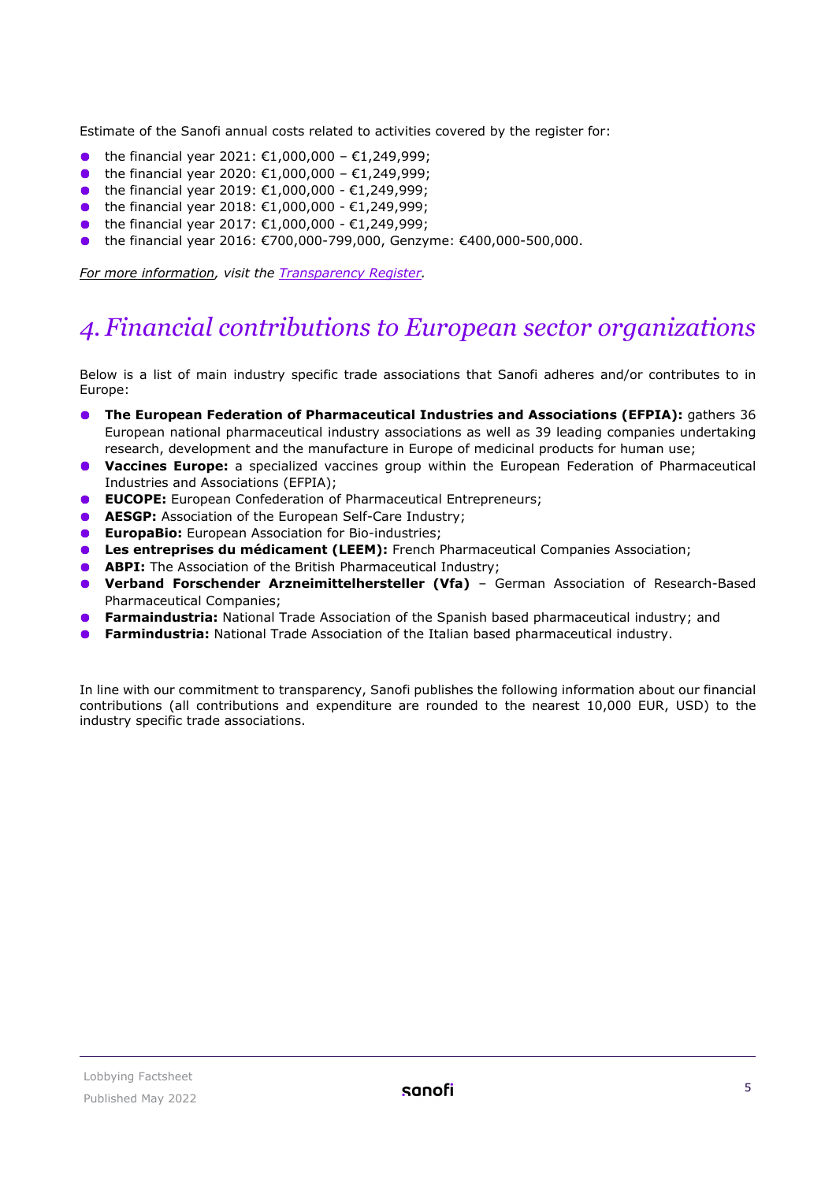Estimate of the Sanofi annual costs related to activities covered by the register for:

- the financial year 2021: €1,000,000 – €1,249,999;
- the financial year 2020: €1,000,000 – €1,249,999;
- the financial year 2019: €1,000,000 - €1,249,999;
- the financial year 2018: €1,000,000 - €1,249,999;
- the financial year 2017: €1,000,000 - €1,249,999;
- the financial year 2016: €700,000-799,000, Genzyme: €400,000-500,000.

*For more information, visit the Transparency Register.*

# *4. Financial contributions to European sector organizations*

Below is a list of main industry specific trade associations that Sanofi adheres and/or contributes to in Europe:

- **The European Federation of Pharmaceutical Industries and Associations (EFPIA):** gathers 36 European national pharmaceutical industry associations as well as 39 leading companies undertaking research, development and the manufacture in Europe of medicinal products for human use;
- **Vaccines Europe:** a specialized vaccines group within the European Federation of Pharmaceutical Industries and Associations (EFPIA);
- **EUCOPE:** European Confederation of Pharmaceutical Entrepreneurs;
- **AESGP:** Association of the European Self-Care Industry;
- **EuropaBio:** European Association for Bio-industries;
- **Les entreprises du médicament (LEEM):** French Pharmaceutical Companies Association;
- **ABPI:** The Association of the British Pharmaceutical Industry;
- **Verband Forschender Arzneimittelhersteller (Vfa)** – German Association of Research-Based Pharmaceutical Companies;
- **Farmaindustria:** National Trade Association of the Spanish based pharmaceutical industry; and
- **Farmindustria:** National Trade Association of the Italian based pharmaceutical industry.

In line with our commitment to transparency, Sanofi publishes the following information about our financial contributions (all contributions and expenditure are rounded to the nearest 10,000 EUR, USD) to the industry specific trade associations.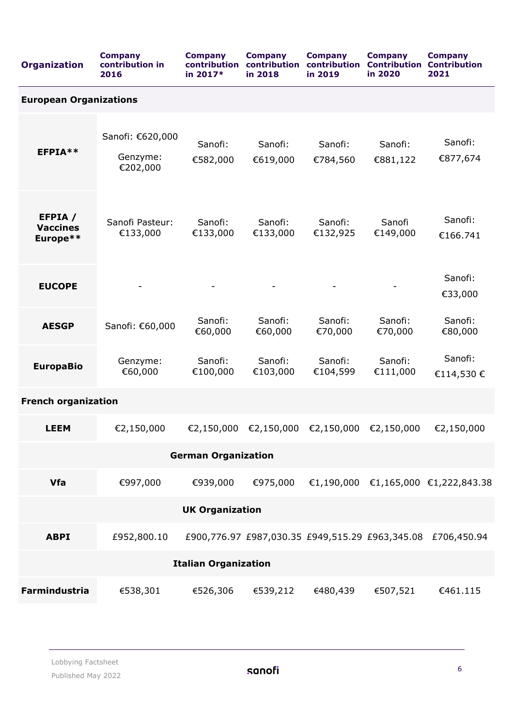| Organization | Company contribution in 2016 | Company contribution in 2017* | Company contribution in 2018 | Company contribution in 2019 | Company Contribution in 2020 | Company Contribution 2021 |
|---|---|---|---|---|---|---|
| **European Organizations** | | | | | | |
| **EFPIA**** | Sanofi: €620,000 Genzyme: €202,000 | Sanofi: €582,000 | Sanofi: €619,000 | Sanofi: €784,560 | Sanofi: €881,122 | Sanofi: €877,674 |
| **EFPIA / Vaccines Europe**** | Sanofi Pasteur: €133,000 | Sanofi: €133,000 | Sanofi: €133,000 | Sanofi: €132,925 | Sanofi €149,000 | Sanofi: €166.741 |
| **EUCOPE** | - | - | - | - | - | Sanofi: €33,000 |
| **AESGP** | Sanofi: €60,000 | Sanofi: €60,000 | Sanofi: €60,000 | Sanofi: €70,000 | Sanofi: €70,000 | Sanofi: €80,000 |
| **EuropaBio** | Genzyme: €60,000 | Sanofi: €100,000 | Sanofi: €103,000 | Sanofi: €104,599 | Sanofi: €111,000 | Sanofi: €114,530 € |
| **French organization** | | | | | | |
| **LEEM** | €2,150,000 | €2,150,000 | €2,150,000 | €2,150,000 | €2,150,000 | €2,150,000 |
| **German Organization** | | | | | | |
| **Vfa** | €997,000 | €939,000 | €975,000 | €1,190,000 | €1,165,000 | €1,222,843.38 |
| **UK Organization** | | | | | | |
| **ABPI** | £952,800.10 | £900,776.97 | £987,030.35 | £949,515.29 | £963,345.08 | £706,450.94 |
| **Italian Organization** | | | | | | |
| **Farmindustria** | €538,301 | €526,306 | €539,212 | €480,439 | €507,521 | €461.115 |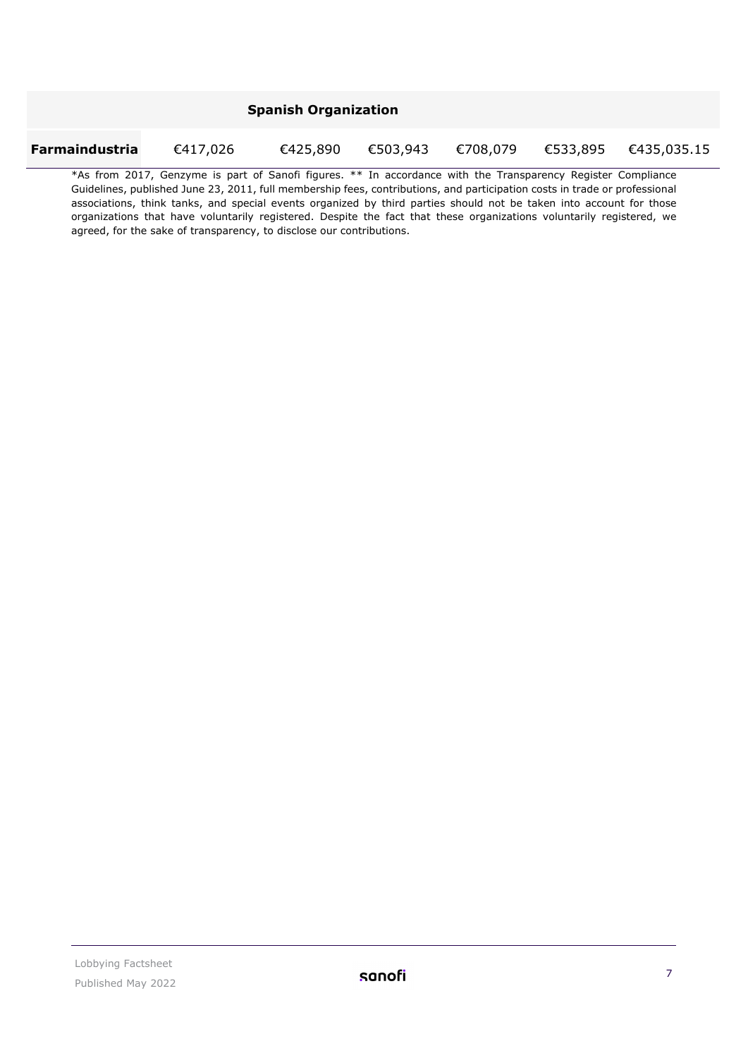| Spanish Organization | | | | | | |
| --- | --- | --- | --- | --- | --- | --- |
| **Farmaindustria** | €417,026 | €425,890 | €503,943 | €708,079 | €533,895 | €435,035.15 |

*As from 2017, Genzyme is part of Sanofi figures. ** In accordance with the Transparency Register Compliance Guidelines, published June 23, 2011, full membership fees, contributions, and participation costs in trade or professional associations, think tanks, and special events organized by third parties should not be taken into account for those organizations that have voluntarily registered. Despite the fact that these organizations voluntarily registered, we agreed, for the sake of transparency, to disclose our contributions.